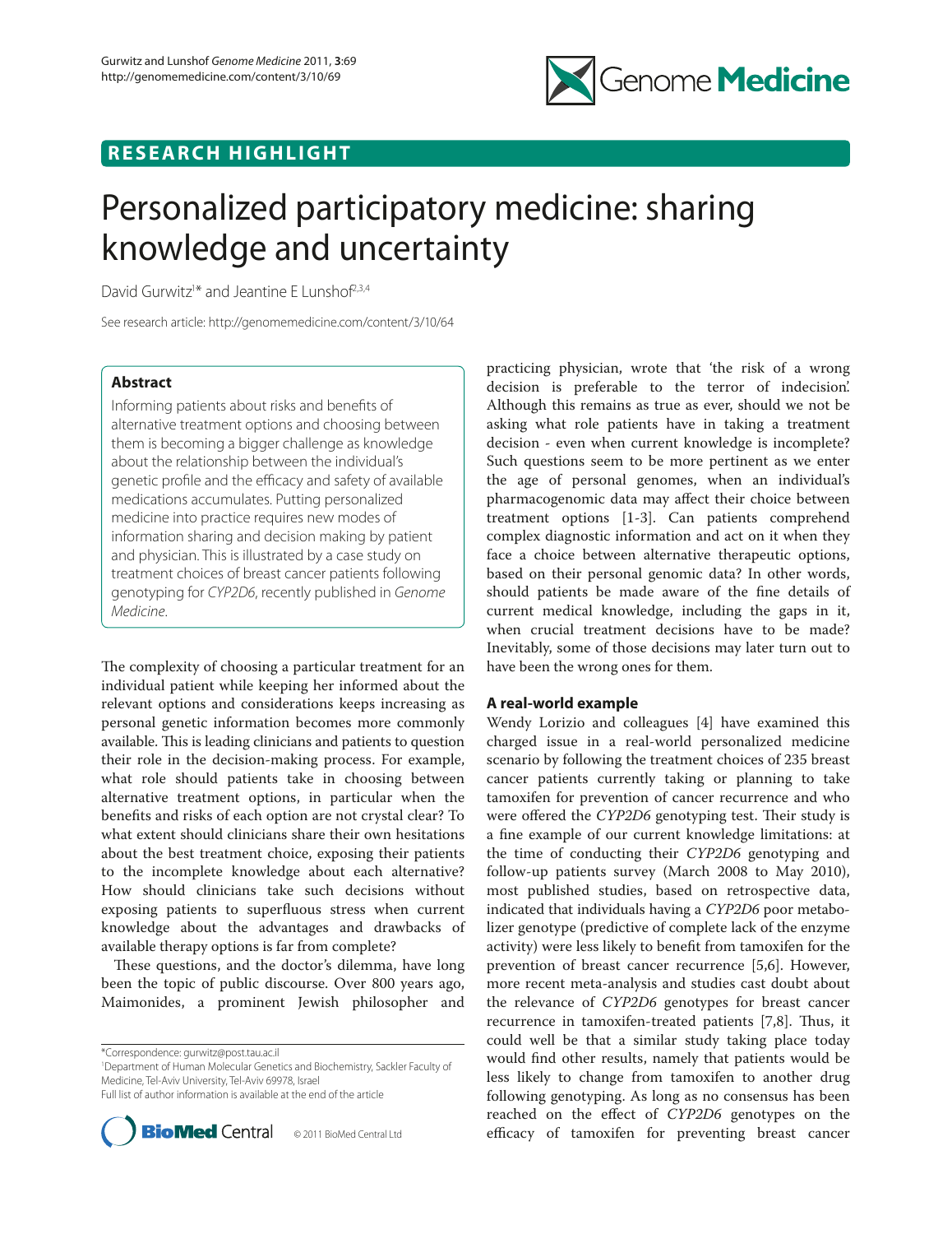RESEARCH HIGHLIGHT

# Personalized participatory medicine: sharing knowledge and uncertainty

David Gurwitz[1]* and Jeantine E Lunshof[2,3,4]

See research article: http://genomemedicine.com/content/3/10/64

## Abstract

Informing patients about risks and benefits of alternative treatment options and choosing between them is becoming a bigger challenge as knowledge about the relationship between the individual's genetic profile and the efficacy and safety of available medications accumulates. Putting personalized medicine into practice requires new modes of information sharing and decision making by patient and physician. This is illustrated by a case study on treatment choices of breast cancer patients following genotyping for *CYP2D6*, recently published in *Genome Medicine*.

The complexity of choosing a particular treatment for an individual patient while keeping her informed about the relevant options and considerations keeps increasing as personal genetic information becomes more commonly available. This is leading clinicians and patients to question their role in the decision-making process. For example, what role should patients take in choosing between alternative treatment options, in particular when the benefits and risks of each option are not crystal clear? To what extent should clinicians share their own hesitations about the best treatment choice, exposing their patients to the incomplete knowledge about each alternative? How should clinicians take such decisions without exposing patients to superfluous stress when current knowledge about the advantages and drawbacks of available therapy options is far from complete?

These questions, and the doctor's dilemma, have long been the topic of public discourse. Over 800 years ago, Maimonides, a prominent Jewish philosopher and practicing physician, wrote that 'the risk of a wrong decision is preferable to the terror of indecision'. Although this remains as true as ever, should we not be asking what role patients have in taking a treatment decision - even when current knowledge is incomplete? Such questions seem to be more pertinent as we enter the age of personal genomes, when an individual's pharmacogenomic data may affect their choice between treatment options [1-3]. Can patients comprehend complex diagnostic information and act on it when they face a choice between alternative therapeutic options, based on their personal genomic data? In other words, should patients be made aware of the fine details of current medical knowledge, including the gaps in it, when crucial treatment decisions have to be made? Inevitably, some of those decisions may later turn out to have been the wrong ones for them.

### A real-world example

Wendy Lorizio and colleagues [4] have examined this charged issue in a real-world personalized medicine scenario by following the treatment choices of 235 breast cancer patients currently taking or planning to take tamoxifen for prevention of cancer recurrence and who were offered the *CYP2D6* genotyping test. Their study is a fine example of our current knowledge limitations: at the time of conducting their *CYP2D6* genotyping and follow-up patients survey (March 2008 to May 2010), most published studies, based on retrospective data, indicated that individuals having a *CYP2D6* poor metabolizer genotype (predictive of complete lack of the enzyme activity) were less likely to benefit from tamoxifen for the prevention of breast cancer recurrence [5,6]. However, more recent meta-analysis and studies cast doubt about the relevance of *CYP2D6* genotypes for breast cancer recurrence in tamoxifen-treated patients [7,8]. Thus, it could well be that a similar study taking place today would find other results, namely that patients would be less likely to change from tamoxifen to another drug following genotyping. As long as no consensus has been reached on the effect of *CYP2D6* genotypes on the efficacy of tamoxifen for preventing breast cancer

*Correspondence: gurwitz@post.tau.ac.il
[1]Department of Human Molecular Genetics and Biochemistry, Sackler Faculty of Medicine, Tel-Aviv University, Tel-Aviv 69978, Israel
Full list of author information is available at the end of the article

© 2011 BioMed Central Ltd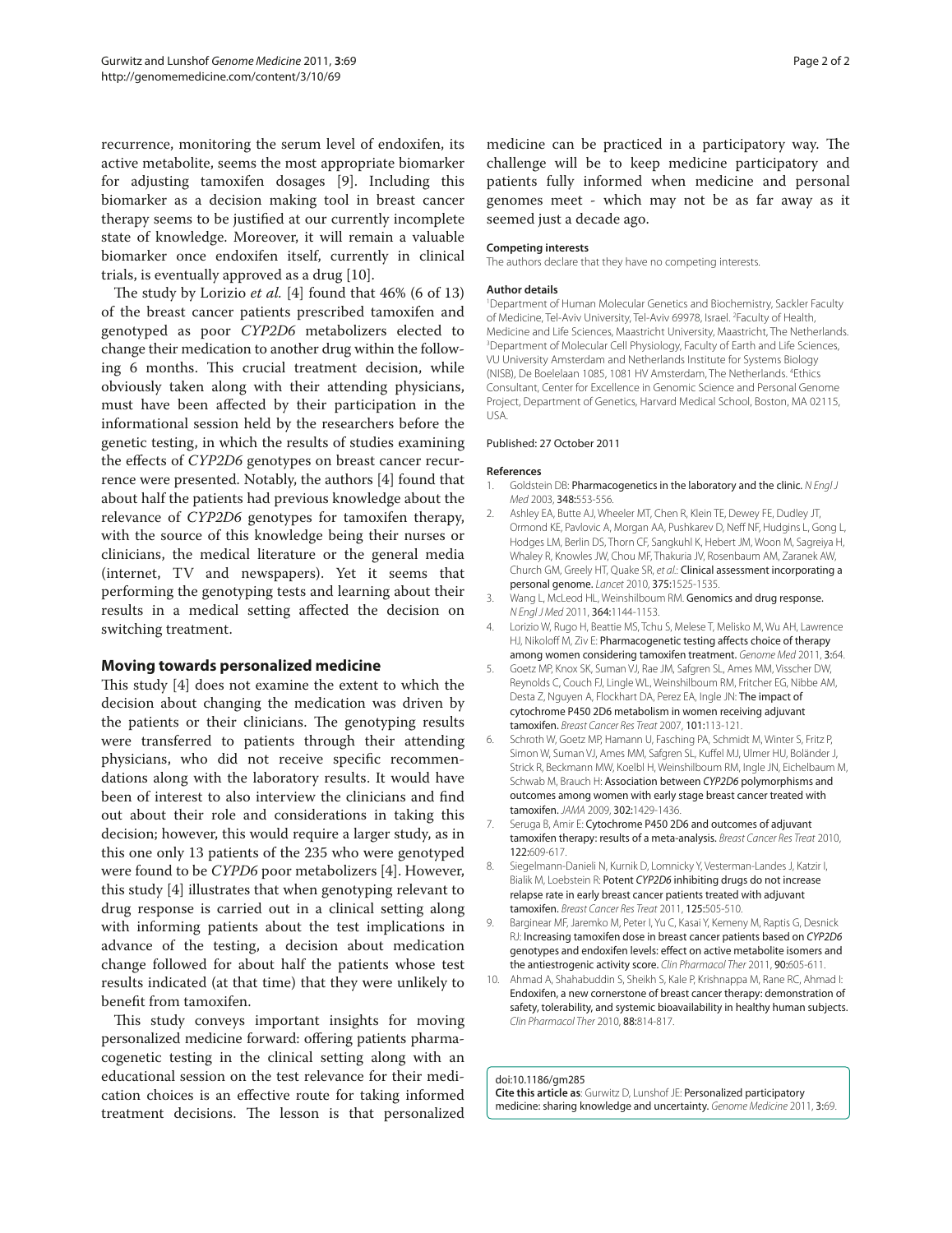recurrence, monitoring the serum level of endoxifen, its active metabolite, seems the most appropriate biomarker for adjusting tamoxifen dosages [9]. Including this biomarker as a decision making tool in breast cancer therapy seems to be justified at our currently incomplete state of knowledge. Moreover, it will remain a valuable biomarker once endoxifen itself, currently in clinical trials, is eventually approved as a drug [10].

The study by Lorizio *et al.* [4] found that 46% (6 of 13) of the breast cancer patients prescribed tamoxifen and genotyped as poor *CYP2D6* metabolizers elected to change their medication to another drug within the following 6 months. This crucial treatment decision, while obviously taken along with their attending physicians, must have been affected by their participation in the informational session held by the researchers before the genetic testing, in which the results of studies examining the effects of *CYP2D6* genotypes on breast cancer recurrence were presented. Notably, the authors [4] found that about half the patients had previous knowledge about the relevance of *CYP2D6* genotypes for tamoxifen therapy, with the source of this knowledge being their nurses or clinicians, the medical literature or the general media (internet, TV and newspapers). Yet it seems that performing the genotyping tests and learning about their results in a medical setting affected the decision on switching treatment.

## Moving towards personalized medicine

This study [4] does not examine the extent to which the decision about changing the medication was driven by the patients or their clinicians. The genotyping results were transferred to patients through their attending physicians, who did not receive specific recommendations along with the laboratory results. It would have been of interest to also interview the clinicians and find out about their role and considerations in taking this decision; however, this would require a larger study, as in this one only 13 patients of the 235 who were genotyped were found to be *CYPD6* poor metabolizers [4]. However, this study [4] illustrates that when genotyping relevant to drug response is carried out in a clinical setting along with informing patients about the test implications in advance of the testing, a decision about medication change followed for about half the patients whose test results indicated (at that time) that they were unlikely to benefit from tamoxifen.

This study conveys important insights for moving personalized medicine forward: offering patients pharmacogenetic testing in the clinical setting along with an educational session on the test relevance for their medication choices is an effective route for taking informed treatment decisions. The lesson is that personalized medicine can be practiced in a participatory way. The challenge will be to keep medicine participatory and patients fully informed when medicine and personal genomes meet - which may not be as far away as it seemed just a decade ago.

### Competing interests

The authors declare that they have no competing interests.

### Author details

[1]Department of Human Molecular Genetics and Biochemistry, Sackler Faculty of Medicine, Tel-Aviv University, Tel-Aviv 69978, Israel. [2]Faculty of Health, Medicine and Life Sciences, Maastricht University, Maastricht, The Netherlands. [3]Department of Molecular Cell Physiology, Faculty of Earth and Life Sciences, VU University Amsterdam and Netherlands Institute for Systems Biology (NISB), De Boelelaan 1085, 1081 HV Amsterdam, The Netherlands. [4]Ethics Consultant, Center for Excellence in Genomic Science and Personal Genome Project, Department of Genetics, Harvard Medical School, Boston, MA 02115, USA.

Published: 27 October 2011

### References

1. Goldstein DB: **Pharmacogenetics in the laboratory and the clinic.** *N Engl J Med* 2003, **348:**553-556.
2. Ashley EA, Butte AJ, Wheeler MT, Chen R, Klein TE, Dewey FE, Dudley JT, Ormond KE, Pavlovic A, Morgan AA, Pushkarev D, Neff NF, Hudgins L, Gong L, Hodges LM, Berlin DS, Thorn CF, Sangkuhl K, Hebert JM, Woon M, Sagreiya H, Whaley R, Knowles JW, Chou MF, Thakuria JV, Rosenbaum AM, Zaranek AW, Church GM, Greely HT, Quake SR, *et al.*: **Clinical assessment incorporating a personal genome.** *Lancet* 2010, **375:**1525-1535.
3. Wang L, McLeod HL, Weinshilboum RM: **Genomics and drug response.** *N Engl J Med* 2011, **364:**1144-1153.
4. Lorizio W, Rugo H, Beattie MS, Tchu S, Melese T, Melisko M, Wu AH, Lawrence HJ, Nikoloff M, Ziv E: **Pharmacogenetic testing affects choice of therapy among women considering tamoxifen treatment.** *Genome Med* 2011, **3:**64.
5. Goetz MP, Knox SK, Suman VJ, Rae JM, Safgren SL, Ames MM, Visscher DW, Reynolds C, Couch FJ, Lingle WL, Weinshilboum RM, Fritcher EG, Nibbe AM, Desta Z, Nguyen A, Flockhart DA, Perez EA, Ingle JN: **The impact of cytochrome P450 2D6 metabolism in women receiving adjuvant tamoxifen.** *Breast Cancer Res Treat* 2007, **101:**113-121.
6. Schroth W, Goetz MP, Hamann U, Fasching PA, Schmidt M, Winter S, Fritz P, Simon W, Suman VJ, Ames MM, Safgren SL, Kuffel MJ, Ulmer HU, Boländer J, Strick R, Beckmann MW, Koelbl H, Weinshilboum RM, Ingle JN, Eichelbaum M, Schwab M, Brauch H: **Association between *CYP2D6* polymorphisms and outcomes among women with early stage breast cancer treated with tamoxifen.** *JAMA* 2009, **302:**1429-1436.
7. Seruga B, Amir E: **Cytochrome P450 2D6 and outcomes of adjuvant tamoxifen therapy: results of a meta-analysis.** *Breast Cancer Res Treat* 2010, **122:**609-617.
8. Siegelmann-Danieli N, Kurnik D, Lomnicky Y, Vesterman-Landes J, Katzir I, Bialik M, Loebstein R: **Potent *CYP2D6* inhibiting drugs do not increase relapse rate in early breast cancer patients treated with adjuvant tamoxifen.** *Breast Cancer Res Treat* 2011, **125:**505-510.
9. Barginear MF, Jaremko M, Peter I, Yu C, Kasai Y, Kemeny M, Raptis G, Desnick RJ: **Increasing tamoxifen dose in breast cancer patients based on *CYP2D6* genotypes and endoxifen levels: effect on active metabolite isomers and the antiestrogenic activity score.** *Clin Pharmacol Ther* 2011, **90:**605-611.
10. Ahmad A, Shahabuddin S, Sheikh S, Kale P, Krishnappa M, Rane RC, Ahmad I: **Endoxifen, a new cornerstone of breast cancer therapy: demonstration of safety, tolerability, and systemic bioavailability in healthy human subjects.** *Clin Pharmacol Ther* 2010, **88:**814-817.

doi:10.1186/gm285

**Cite this article as**: Gurwitz D, Lunshof JE: **Personalized participatory medicine: sharing knowledge and uncertainty.** *Genome Medicine* 2011, **3:**69.